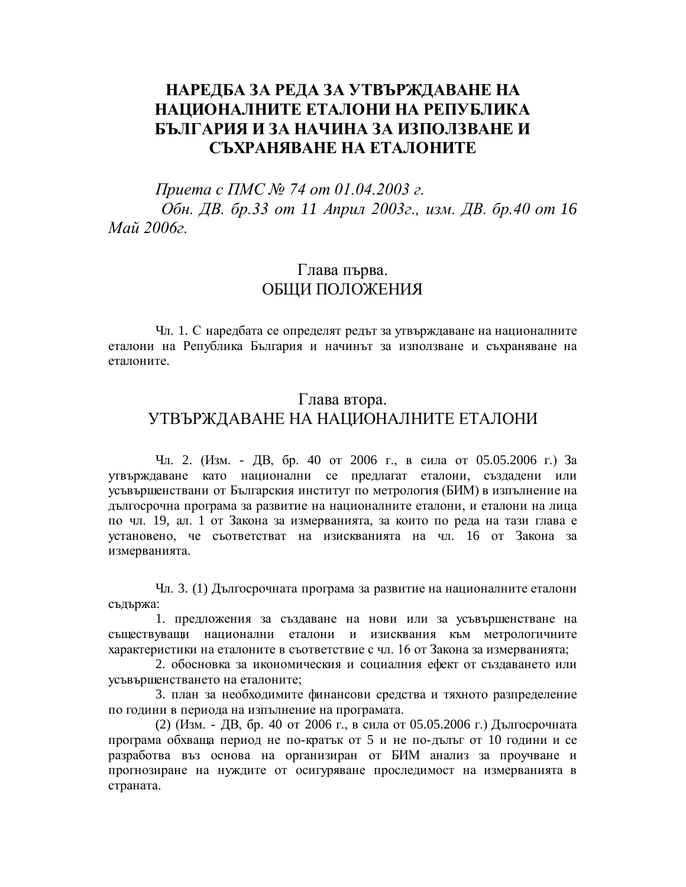# НАРЕДБА ЗА РЕДА ЗА УТВЪРЖДАВАНЕ НА НАЦИОНАЛНИТЕ ЕТАЛОНИ НА РЕПУБЛИКА БЪЛГАРИЯ И ЗА НАЧИНА ЗА ИЗПОЛЗВАНЕ И СЪХРАНЯВАНЕ НА ЕТАЛОНИТЕ

*Приета с ПМС № 74 от 01.04.2003 г.*
*Обн. ДВ. бр.33 от 11 Април 2003г., изм. ДВ. бр.40 от 16 Май 2006г.*

## Глава първа.
## ОБЩИ ПОЛОЖЕНИЯ

Чл. 1. С наредбата се определят редът за утвърждаване на националните еталони на Република България и начинът за използване и съхраняване на еталоните.

## Глава втора.
## УТВЪРЖДАВАНЕ НА НАЦИОНАЛНИТЕ ЕТАЛОНИ

Чл. 2. (Изм. - ДВ, бр. 40 от 2006 г., в сила от 05.05.2006 г.) За утвърждаване като национални се предлагат еталони, създадени или усъвършенствани от Българския институт по метрология (БИМ) в изпълнение на дългосрочна програма за развитие на националните еталони, и еталони на лица по чл. 19, ал. 1 от Закона за измерванията, за които по реда на тази глава е установено, че съответстват на изискванията на чл. 16 от Закона за измерванията.

Чл. 3. (1) Дългосрочната програма за развитие на националните еталони съдържа:

1. предложения за създаване на нови или за усъвършенстване на съществуващи национални еталони и изисквания към метрологичните характеристики на еталоните в съответствие с чл. 16 от Закона за измерванията;
2. обосновка за икономическия и социалния ефект от създаването или усъвършенстването на еталоните;
3. план за необходимите финансови средства и тяхното разпределение по години в периода на изпълнение на програмата.

(2) (Изм. - ДВ, бр. 40 от 2006 г., в сила от 05.05.2006 г.) Дългосрочната програма обхваща период не по-кратък от 5 и не по-дълъг от 10 години и се разработва въз основа на организиран от БИМ анализ за проучване и прогнозиране на нуждите от осигуряване проследимост на измерванията в страната.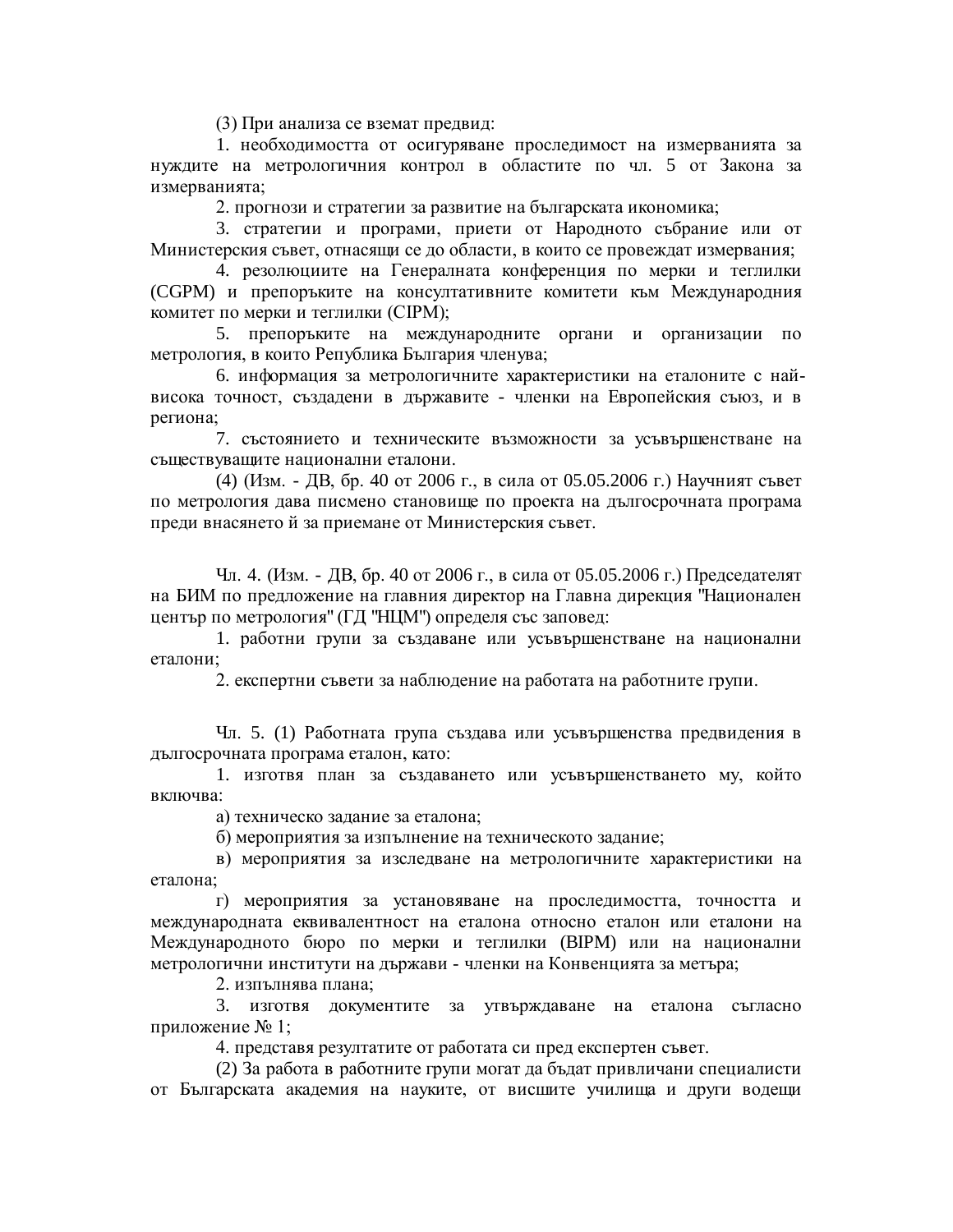(3) При анализа се вземат предвид:

1. необходимостта от осигуряване проследимост на измерванията за нуждите на метрологичния контрол в областите по чл. 5 от Закона за измерванията;

2. прогнози и стратегии за развитие на българската икономика;

3. стратегии и програми, приети от Народното събрание или от Министерския съвет, отнасящи се до области, в които се провеждат измервания;

4. резолюциите на Генералната конференция по мерки и теглилки (CGPM) и препоръките на консултативните комитети към Международния комитет по мерки и теглилки (CIPM);

5. препоръките на международните органи и организации по метрология, в които Република България членува;

6. информация за метрологичните характеристики на еталоните с най-висока точност, създадени в държавите - членки на Европейския съюз, и в региона;

7. състоянието и техническите възможности за усъвършенстване на съществуващите национални еталони.

(4) (Изм. - ДВ, бр. 40 от 2006 г., в сила от 05.05.2006 г.) Научният съвет по метрология дава писмено становище по проекта на дългосрочната програма преди внасянето ѝ за приемане от Министерския съвет.

Чл. 4. (Изм. - ДВ, бр. 40 от 2006 г., в сила от 05.05.2006 г.) Председателят на БИМ по предложение на главния директор на Главна дирекция "Национален център по метрология" (ГД "НЦМ") определя със заповед:

1. работни групи за създаване или усъвършенстване на национални еталони;

2. експертни съвети за наблюдение на работата на работните групи.

Чл. 5. (1) Работната група създава или усъвършенства предвидения в дългосрочната програма еталон, като:

1. изготвя план за създаването или усъвършенстването му, който включва:

а) техническо задание за еталона;

б) мероприятия за изпълнение на техническото задание;

в) мероприятия за изследване на метрологичните характеристики на еталона;

г) мероприятия за установяване на проследимостта, точността и международната еквивалентност на еталона относно еталон или еталони на Международното бюро по мерки и теглилки (BIPM) или на национални метрологични институти на държави - членки на Конвенцията за метъра;

2. изпълнява плана;

3. изготвя документите за утвърждаване на еталона съгласно приложение № 1;

4. представя резултатите от работата си пред експертен съвет.

(2) За работа в работните групи могат да бъдат привличани специалисти от Българската академия на науките, от висшите училища и други водещи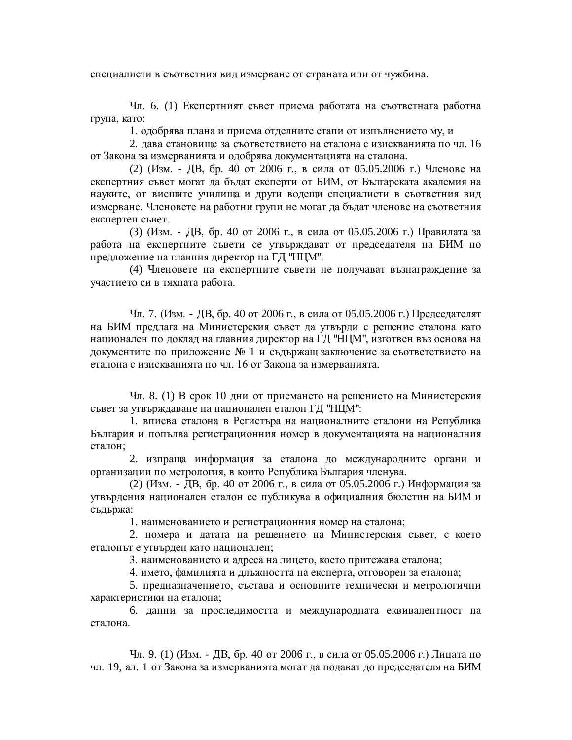специалисти в съответния вид измерване от страната или от чужбина.

Чл. 6. (1) Експертният съвет приема работата на съответната работна група, като:

1. одобрява плана и приема отделните етапи от изпълнението му, и

2. дава становище за съответствието на еталона с изискванията по чл. 16 от Закона за измерванията и одобрява документацията на еталона.

(2) (Изм. - ДВ, бр. 40 от 2006 г., в сила от 05.05.2006 г.) Членове на експертния съвет могат да бъдат експерти от БИМ, от Българската академия на науките, от висшите училища и други водещи специалисти в съответния вид измерване. Членовете на работни групи не могат да бъдат членове на съответния експертен съвет.

(3) (Изм. - ДВ, бр. 40 от 2006 г., в сила от 05.05.2006 г.) Правилата за работа на експертните съвети се утвърждават от председателя на БИМ по предложение на главния директор на ГД "НЦМ".

(4) Членовете на експертните съвети не получават възнаграждение за участието си в тяхната работа.

Чл. 7. (Изм. - ДВ, бр. 40 от 2006 г., в сила от 05.05.2006 г.) Председателят на БИМ предлага на Министерския съвет да утвърди с решение еталона като национален по доклад на главния директор на ГД "НЦМ", изготвен въз основа на документите по приложение № 1 и съдържащ заключение за съответствието на еталона с изискванията по чл. 16 от Закона за измерванията.

Чл. 8. (1) В срок 10 дни от приемането на решението на Министерския съвет за утвърждаване на национален еталон ГД "НЦМ":

1. вписва еталона в Регистъра на националните еталони на Република България и попълва регистрационния номер в документацията на националния еталон;

2. изпраща информация за еталона до международните органи и организации по метрология, в които Република България членува.

(2) (Изм. - ДВ, бр. 40 от 2006 г., в сила от 05.05.2006 г.) Информация за утвърдения национален еталон се публикува в официалния бюлетин на БИМ и съдържа:

1. наименованието и регистрационния номер на еталона;

2. номера и датата на решението на Министерския съвет, с което еталонът е утвърден като национален;

3. наименованието и адреса на лицето, което притежава еталона;

4. името, фамилията и длъжността на експерта, отговорен за еталона;

5. предназначението, състава и основните технически и метрологични характеристики на еталона;

6. данни за проследимостта и международната еквивалентност на еталона.

Чл. 9. (1) (Изм. - ДВ, бр. 40 от 2006 г., в сила от 05.05.2006 г.) Лицата по чл. 19, ал. 1 от Закона за измерванията могат да подават до председателя на БИМ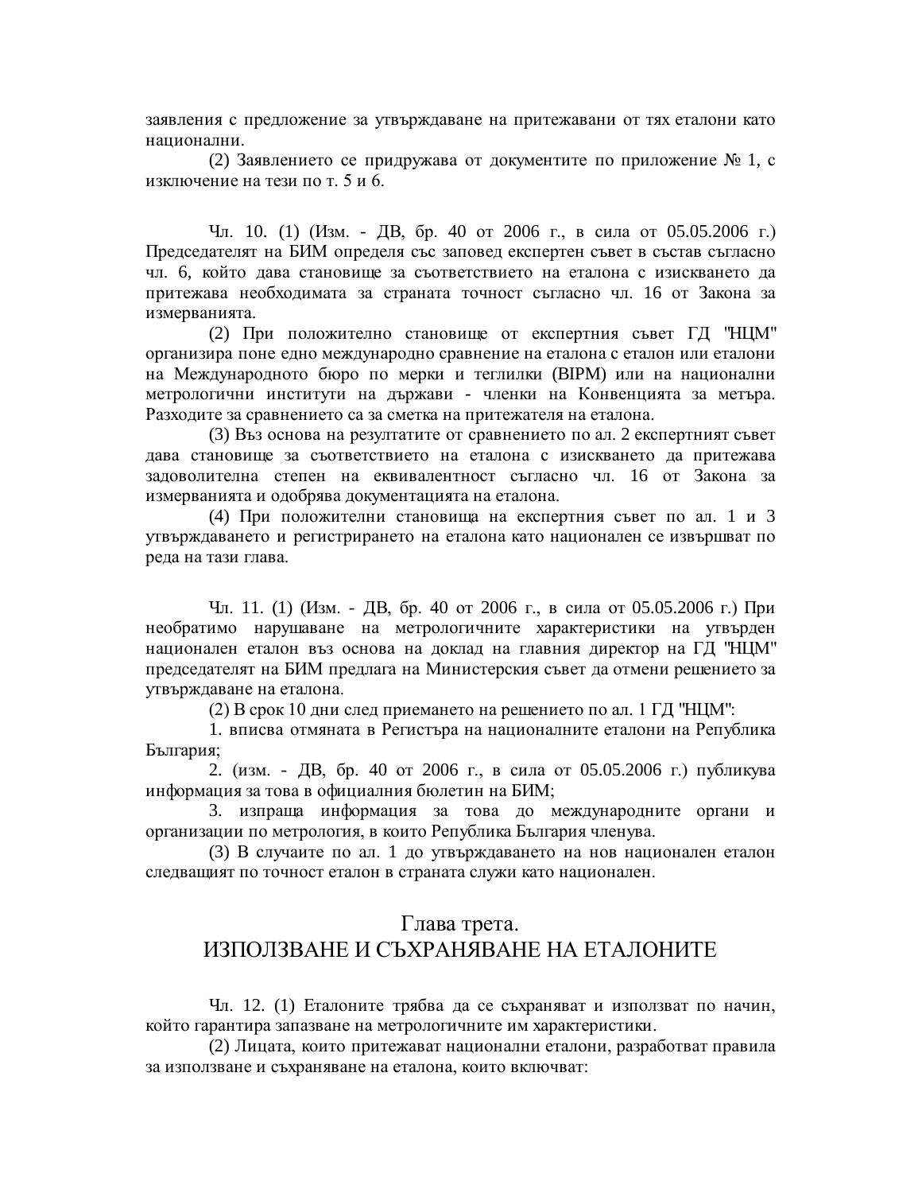заявления с предложение за утвърждаване на притежавани от тях еталони като национални.

(2) Заявлението се придружава от документите по приложение № 1, с изключение на тези по т. 5 и 6.

Чл. 10. (1) (Изм. - ДВ, бр. 40 от 2006 г., в сила от 05.05.2006 г.) Председателят на БИМ определя със заповед експертен съвет в състав съгласно чл. 6, който дава становище за съответствието на еталона с изискването да притежава необходимата за страната точност съгласно чл. 16 от Закона за измерванията.

(2) При положително становище от експертния съвет ГД "НЦМ" организира поне едно международно сравнение на еталона с еталон или еталони на Международното бюро по мерки и теглилки (BIPM) или на национални метрологични институти на държави - членки на Конвенцията за метъра. Разходите за сравнението са за сметка на притежателя на еталона.

(3) Въз основа на резултатите от сравнението по ал. 2 експертният съвет дава становище за съответствието на еталона с изискването да притежава задоволителна степен на еквивалентност съгласно чл. 16 от Закона за измерванията и одобрява документацията на еталона.

(4) При положителни становища на експертния съвет по ал. 1 и 3 утвърждаването и регистрирането на еталона като национален се извършват по реда на тази глава.

Чл. 11. (1) (Изм. - ДВ, бр. 40 от 2006 г., в сила от 05.05.2006 г.) При необратимо нарушаване на метрологичните характеристики на утвърден национален еталон въз основа на доклад на главния директор на ГД "НЦМ" председателят на БИМ предлага на Министерския съвет да отмени решението за утвърждаване на еталона.

(2) В срок 10 дни след приемането на решението по ал. 1 ГД "НЦМ":

1. вписва отмяната в Регистъра на националните еталони на Република България;

2. (изм. - ДВ, бр. 40 от 2006 г., в сила от 05.05.2006 г.) публикува информация за това в официалния бюлетин на БИМ;

3. изпраща информация за това до международните органи и организации по метрология, в които Република България членува.

(3) В случаите по ал. 1 до утвърждаването на нов национален еталон следващият по точност еталон в страната служи като национален.

## Глава трета.
## ИЗПОЛЗВАНЕ И СЪХРАНЯВАНЕ НА ЕТАЛОНИТЕ

Чл. 12. (1) Еталоните трябва да се съхраняват и използват по начин, който гарантира запазване на метрологичните им характеристики.

(2) Лицата, които притежават национални еталони, разработват правила за използване и съхраняване на еталона, които включват: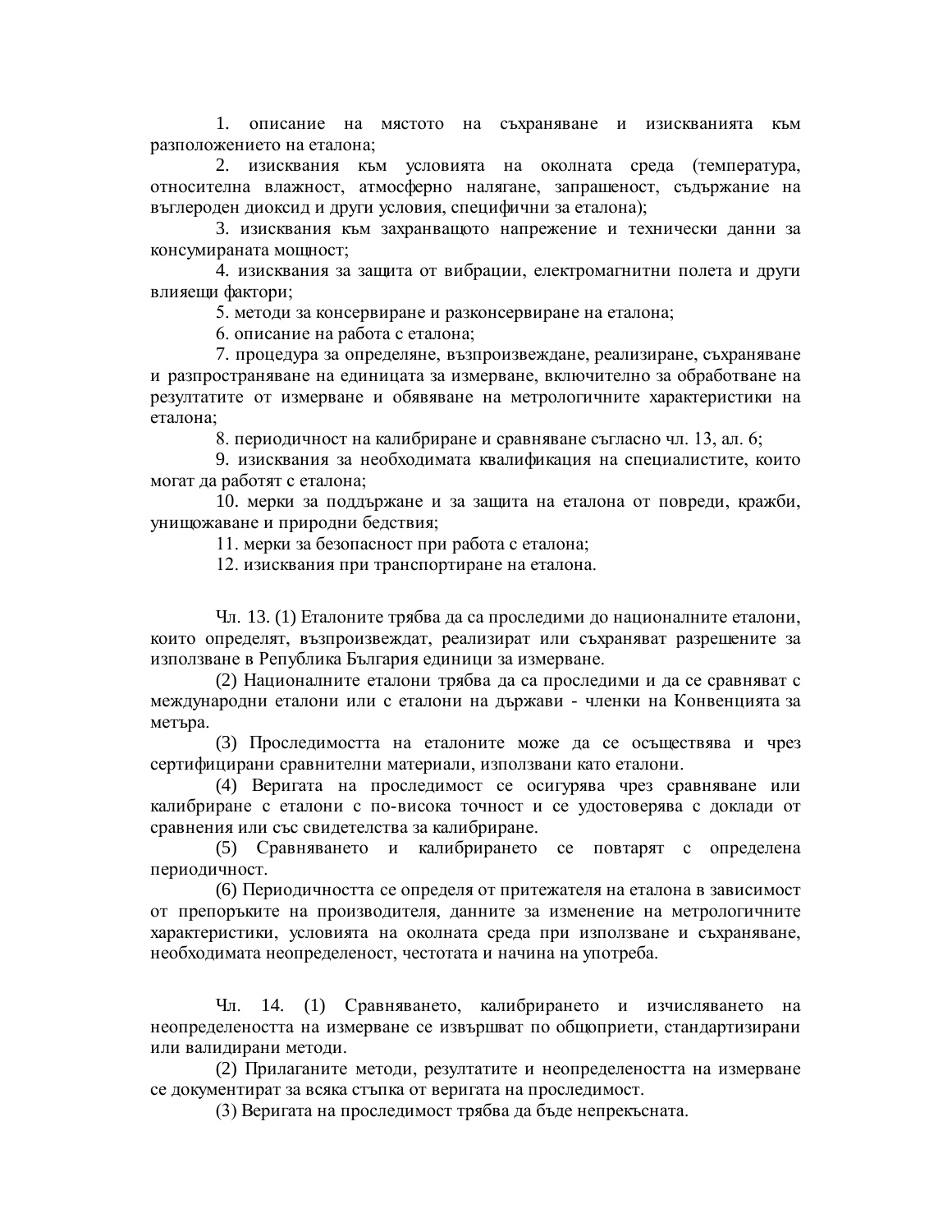1. описание на мястото на съхраняване и изискванията към разположението на еталона;

2. изисквания към условията на околната среда (температура, относителна влажност, атмосферно налягане, запрашеност, съдържание на въглероден диоксид и други условия, специфични за еталона);

3. изисквания към захранващото напрежение и технически данни за консумираната мощност;

4. изисквания за защита от вибрации, електромагнитни полета и други влияещи фактори;

5. методи за консервиране и разконсервиране на еталона;

6. описание на работа с еталона;

7. процедура за определяне, възпроизвеждане, реализиране, съхраняване и разпространяване на единицата за измерване, включително за обработване на резултатите от измерване и обявяване на метрологичните характеристики на еталона;

8. периодичност на калибриране и сравняване съгласно чл. 13, ал. 6;

9. изисквания за необходимата квалификация на специалистите, които могат да работят с еталона;

10. мерки за поддържане и за защита на еталона от повреди, кражби, унищожаване и природни бедствия;

11. мерки за безопасност при работа с еталона;

12. изисквания при транспортиране на еталона.

Чл. 13. (1) Еталоните трябва да са проследими до националните еталони, които определят, възпроизвеждат, реализират или съхраняват разрешените за използване в Република България единици за измерване.

(2) Националните еталони трябва да са проследими и да се сравняват с международни еталони или с еталони на държави - членки на Конвенцията за метъра.

(3) Проследимостта на еталоните може да се осъществява и чрез сертифицирани сравнителни материали, използвани като еталони.

(4) Веригата на проследимост се осигурява чрез сравняване или калибриране с еталони с по-висока точност и се удостоверява с доклади от сравнения или със свидетелства за калибриране.

(5) Сравняването и калибрирането се повтарят с определена периодичност.

(6) Периодичността се определя от притежателя на еталона в зависимост от препоръките на производителя, данните за изменение на метрологичните характеристики, условията на околната среда при използване и съхраняване, необходимата неопределеност, честотата и начина на употреба.

Чл. 14. (1) Сравняването, калибрирането и изчисляването на неопределеността на измерване се извършват по общоприети, стандартизирани или валидирани методи.

(2) Прилаганите методи, резултатите и неопределеността на измерване се документират за всяка стъпка от веригата на проследимост.

(3) Веригата на проследимост трябва да бъде непрекъсната.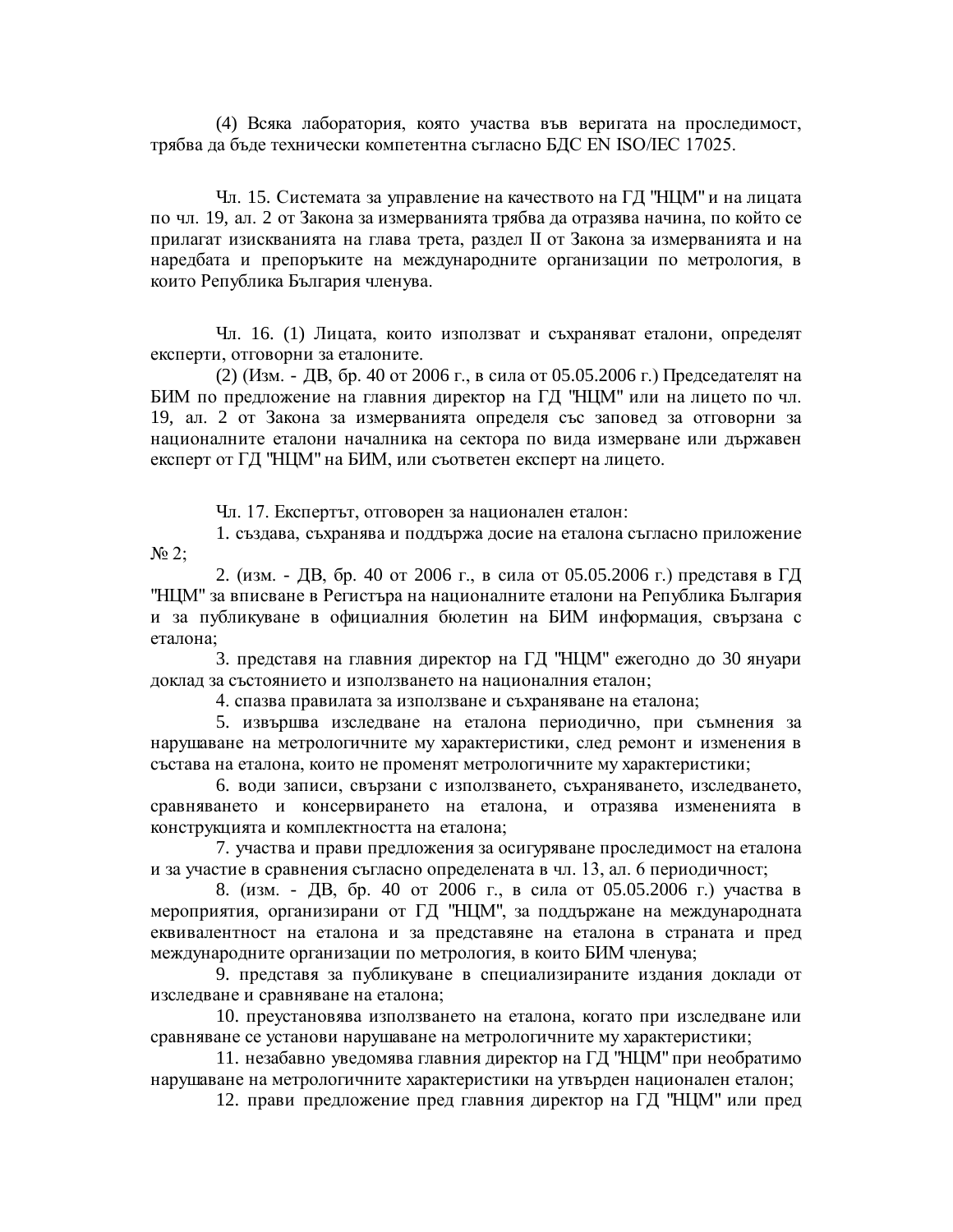(4) Всяка лаборатория, която участва във веригата на проследимост, трябва да бъде технически компетентна съгласно БДС EN ISO/IEC 17025.

Чл. 15. Системата за управление на качеството на ГД "НЦМ" и на лицата по чл. 19, ал. 2 от Закона за измерванията трябва да отразява начина, по който се прилагат изискванията на глава трета, раздел II от Закона за измерванията и на наредбата и препоръките на международните организации по метрология, в които Република България членува.

Чл. 16. (1) Лицата, които използват и съхраняват еталони, определят експерти, отговорни за еталоните.

(2) (Изм. - ДВ, бр. 40 от 2006 г., в сила от 05.05.2006 г.) Председателят на БИМ по предложение на главния директор на ГД "НЦМ" или на лицето по чл. 19, ал. 2 от Закона за измерванията определя със заповед за отговорни за националните еталони началника на сектора по вида измерване или държавен експерт от ГД "НЦМ" на БИМ, или съответен експерт на лицето.

Чл. 17. Експертът, отговорен за национален еталон:

1. създава, съхранява и поддържа досие на еталона съгласно приложение № 2;

2. (изм. - ДВ, бр. 40 от 2006 г., в сила от 05.05.2006 г.) представя в ГД "НЦМ" за вписване в Регистъра на националните еталони на Република България и за публикуване в официалния бюлетин на БИМ информация, свързана с еталона;

3. представя на главния директор на ГД "НЦМ" ежегодно до 30 януари доклад за състоянието и използването на националния еталон;

4. спазва правилата за използване и съхраняване на еталона;

5. извършва изследване на еталона периодично, при съмнения за нарушаване на метрологичните му характеристики, след ремонт и изменения в състава на еталона, които не променят метрологичните му характеристики;

6. води записи, свързани с използването, съхраняването, изследването, сравняването и консервирането на еталона, и отразява измененията в конструкцията и комплектността на еталона;

7. участва и прави предложения за осигуряване проследимост на еталона и за участие в сравнения съгласно определената в чл. 13, ал. 6 периодичност;

8. (изм. - ДВ, бр. 40 от 2006 г., в сила от 05.05.2006 г.) участва в мероприятия, организирани от ГД "НЦМ", за поддържане на международната еквивалентност на еталона и за представяне на еталона в страната и пред международните организации по метрология, в които БИМ членува;

9. представя за публикуване в специализираните издания доклади от изследване и сравняване на еталона;

10. преустановява използването на еталона, когато при изследване или сравняване се установи нарушаване на метрологичните му характеристики;

11. незабавно уведомява главния директор на ГД "НЦМ" при необратимо нарушаване на метрологичните характеристики на утвърден национален еталон;

12. прави предложение пред главния директор на ГД "НЦМ" или пред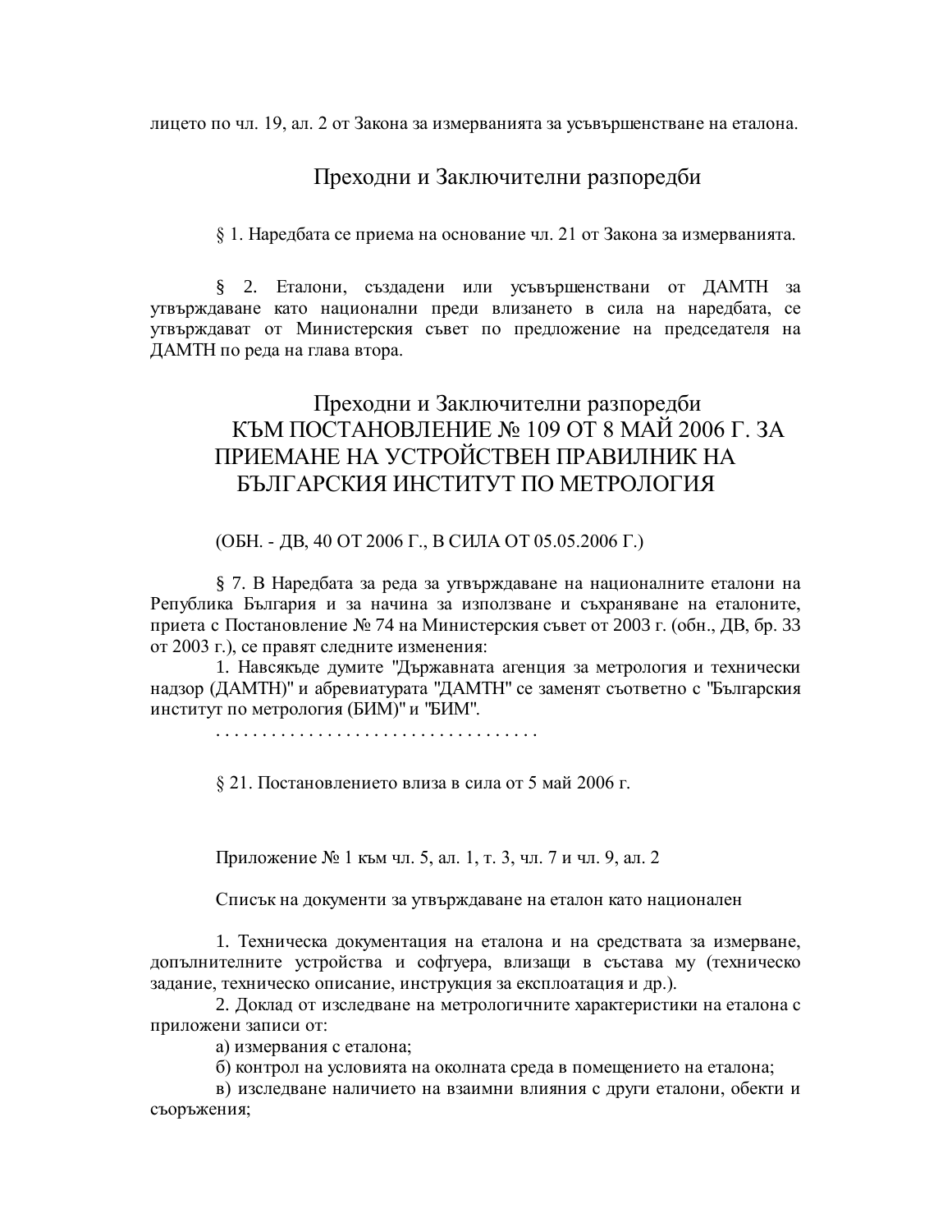лицето по чл. 19, ал. 2 от Закона за измерванията за усъвършенстване на еталона.

## Преходни и Заключителни разпоредби

§ 1. Наредбата се приема на основание чл. 21 от Закона за измерванията.

§ 2. Еталони, създадени или усъвършенствани от ДАМТН за утвърждаване като национални преди влизането в сила на наредбата, се утвърждават от Министерския съвет по предложение на председателя на ДАМТН по реда на глава втора.

## Преходни и Заключителни разпоредби КЪМ ПОСТАНОВЛЕНИЕ № 109 ОТ 8 МАЙ 2006 Г. ЗА ПРИЕМАНЕ НА УСТРОЙСТВЕН ПРАВИЛНИК НА БЪЛГАРСКИЯ ИНСТИТУТ ПО МЕТРОЛОГИЯ

(ОБН. - ДВ, 40 ОТ 2006 Г., В СИЛА ОТ 05.05.2006 Г.)

§ 7. В Наредбата за реда за утвърждаване на националните еталони на Република България и за начина за използване и съхраняване на еталоните, приета с Постановление № 74 на Министерския съвет от 2003 г. (обн., ДВ, бр. 33 от 2003 г.), се правят следните изменения:

1. Навсякъде думите "Държавната агенция за метрология и технически надзор (ДАМТН)" и абревиатурата "ДАМТН" се заменят съответно с "Българския институт по метрология (БИМ)" и "БИМ".

. . . . . . . . . . . . . . . . . . . . . . . . . . . . . . . . . .

§ 21. Постановлението влиза в сила от 5 май 2006 г.

Приложение № 1 към чл. 5, ал. 1, т. 3, чл. 7 и чл. 9, ал. 2

Списък на документи за утвърждаване на еталон като национален

1. Техническа документация на еталона и на средствата за измерване, допълнителните устройства и софтуера, влизащи в състава му (техническо задание, техническо описание, инструкция за експлоатация и др.).

2. Доклад от изследване на метрологичните характеристики на еталона с приложени записи от:

а) измервания с еталона;

б) контрол на условията на околната среда в помещението на еталона;

в) изследване наличието на взаимни влияния с други еталони, обекти и съоръжения;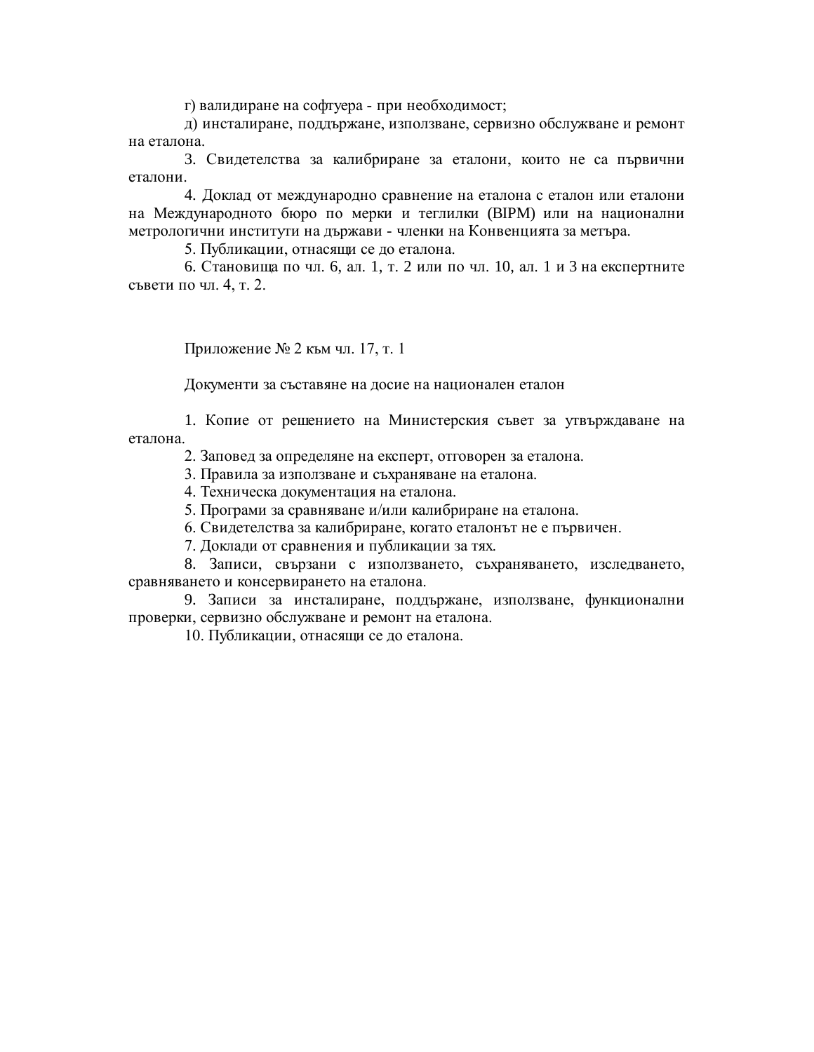г) валидиране на софтуера - при необходимост;

д) инсталиране, поддържане, използване, сервизно обслужване и ремонт на еталона.

3. Свидетелства за калибриране за еталони, които не са първични еталони.

4. Доклад от международно сравнение на еталона с еталон или еталони на Международното бюро по мерки и теглилки (BIPM) или на национални метрологични институти на държави - членки на Конвенцията за метъра.

5. Публикации, отнасящи се до еталона.

6. Становища по чл. 6, ал. 1, т. 2 или по чл. 10, ал. 1 и 3 на експертните съвети по чл. 4, т. 2.

Приложение № 2 към чл. 17, т. 1

Документи за съставяне на досие на национален еталон

1. Копие от решението на Министерския съвет за утвърждаване на еталона.

2. Заповед за определяне на експерт, отговорен за еталона.

3. Правила за използване и съхраняване на еталона.

4. Техническа документация на еталона.

5. Програми за сравняване и/или калибриране на еталона.

6. Свидетелства за калибриране, когато еталонът не е първичен.

7. Доклади от сравнения и публикации за тях.

8. Записи, свързани с използването, съхраняването, изследването, сравняването и консервирането на еталона.

9. Записи за инсталиране, поддържане, използване, функционални проверки, сервизно обслужване и ремонт на еталона.

10. Публикации, отнасящи се до еталона.